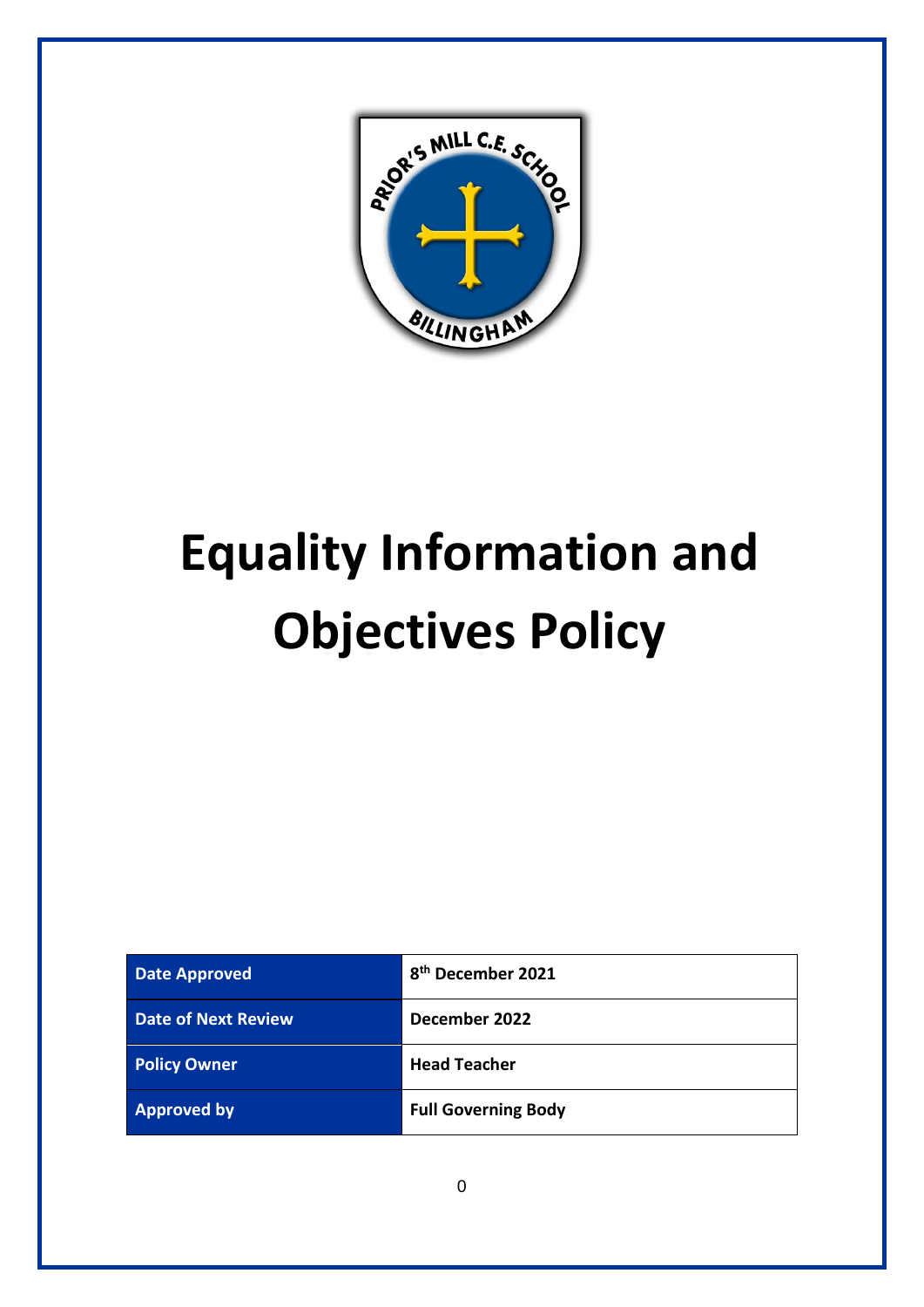# Equality Information and Objectives Policy

| Date Approved | 8th December 2021 |
|---|---|
| Date of Next Review | December 2022 |
| Policy Owner | Head Teacher |
| Approved by | Full Governing Body |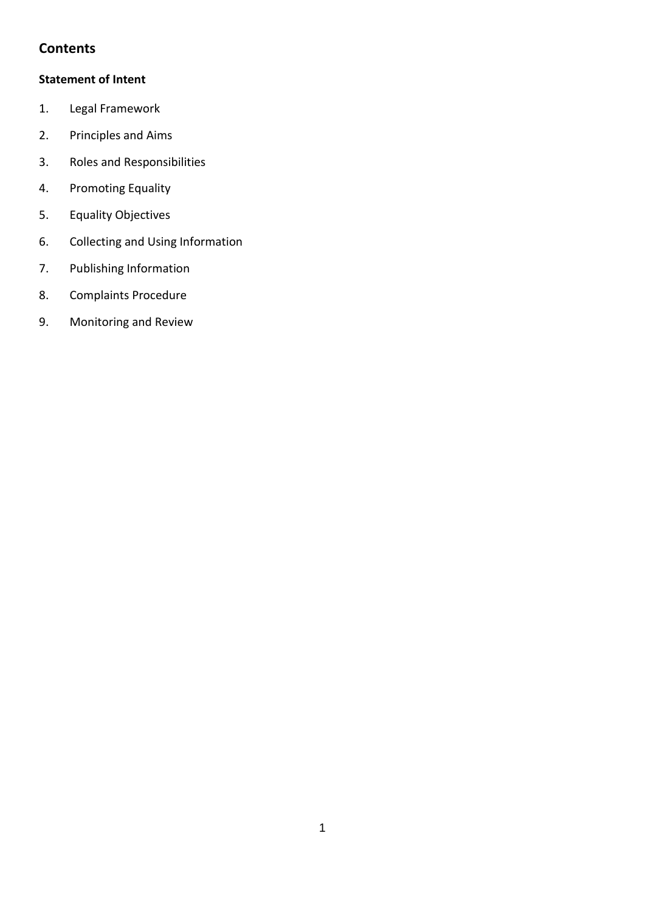## Contents

**Statement of Intent**

1. Legal Framework
2. Principles and Aims
3. Roles and Responsibilities
4. Promoting Equality
5. Equality Objectives
6. Collecting and Using Information
7. Publishing Information
8. Complaints Procedure
9. Monitoring and Review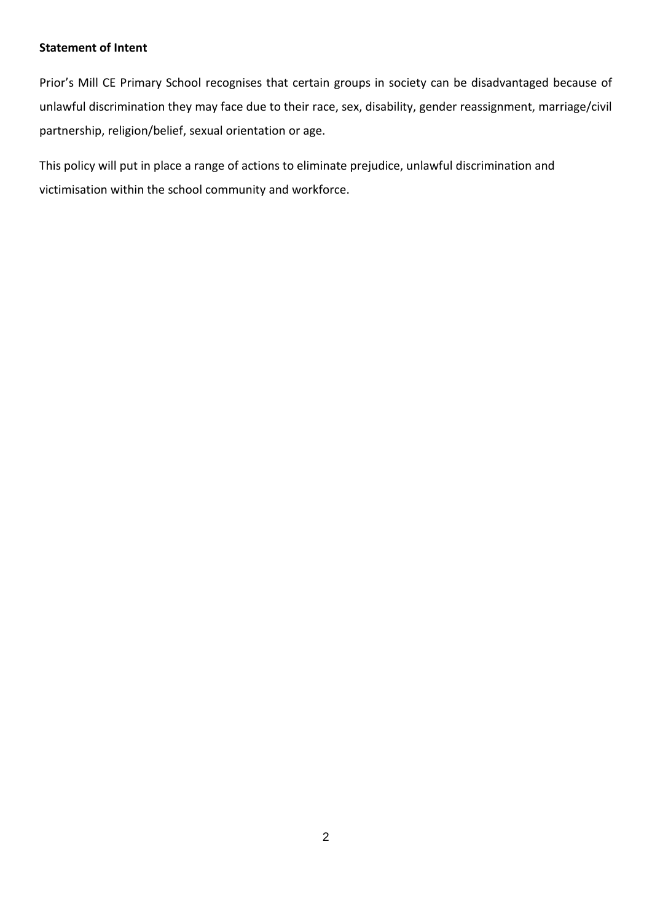**Statement of Intent**

Prior's Mill CE Primary School recognises that certain groups in society can be disadvantaged because of unlawful discrimination they may face due to their race, sex, disability, gender reassignment, marriage/civil partnership, religion/belief, sexual orientation or age.

This policy will put in place a range of actions to eliminate prejudice, unlawful discrimination and victimisation within the school community and workforce.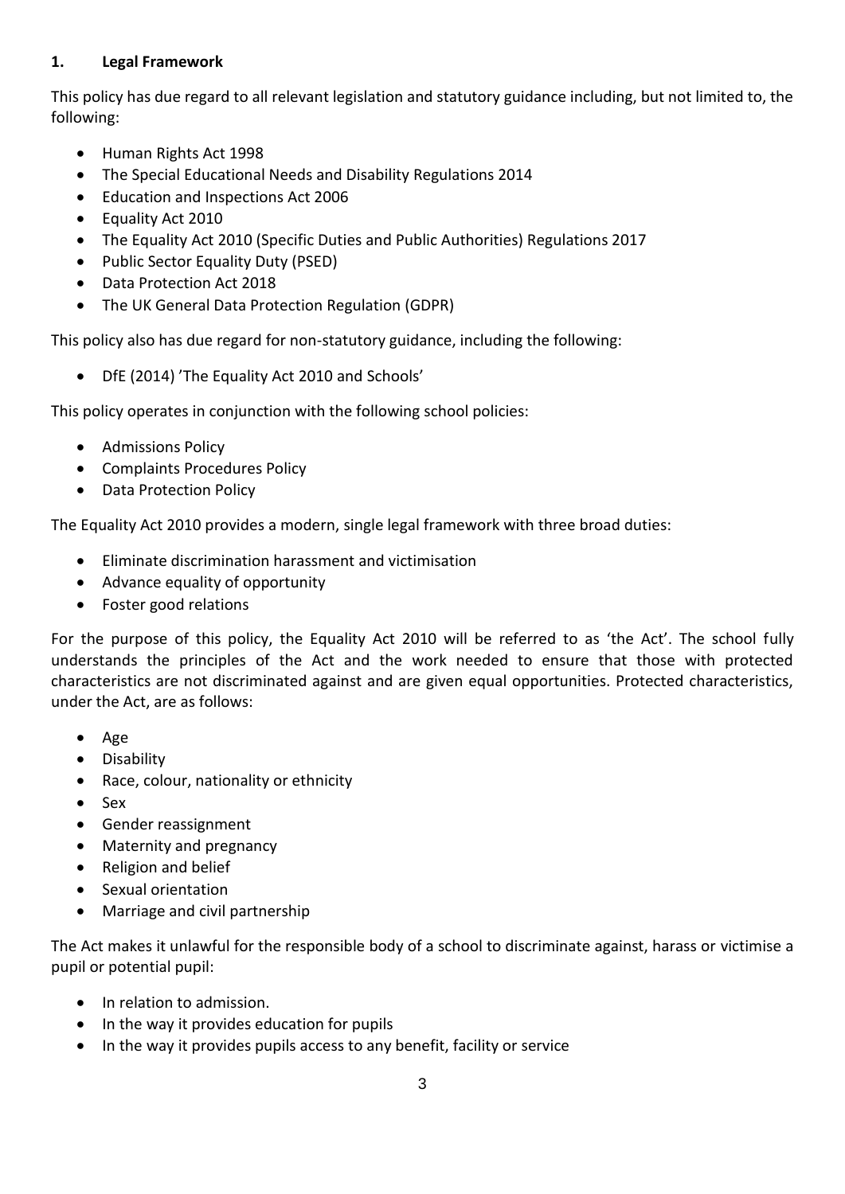## 1. Legal Framework

This policy has due regard to all relevant legislation and statutory guidance including, but not limited to, the following:

- Human Rights Act 1998
- The Special Educational Needs and Disability Regulations 2014
- Education and Inspections Act 2006
- Equality Act 2010
- The Equality Act 2010 (Specific Duties and Public Authorities) Regulations 2017
- Public Sector Equality Duty (PSED)
- Data Protection Act 2018
- The UK General Data Protection Regulation (GDPR)

This policy also has due regard for non-statutory guidance, including the following:

- DfE (2014) 'The Equality Act 2010 and Schools'

This policy operates in conjunction with the following school policies:

- Admissions Policy
- Complaints Procedures Policy
- Data Protection Policy

The Equality Act 2010 provides a modern, single legal framework with three broad duties:

- Eliminate discrimination harassment and victimisation
- Advance equality of opportunity
- Foster good relations

For the purpose of this policy, the Equality Act 2010 will be referred to as 'the Act'. The school fully understands the principles of the Act and the work needed to ensure that those with protected characteristics are not discriminated against and are given equal opportunities. Protected characteristics, under the Act, are as follows:

- Age
- Disability
- Race, colour, nationality or ethnicity
- Sex
- Gender reassignment
- Maternity and pregnancy
- Religion and belief
- Sexual orientation
- Marriage and civil partnership

The Act makes it unlawful for the responsible body of a school to discriminate against, harass or victimise a pupil or potential pupil:

- In relation to admission.
- In the way it provides education for pupils
- In the way it provides pupils access to any benefit, facility or service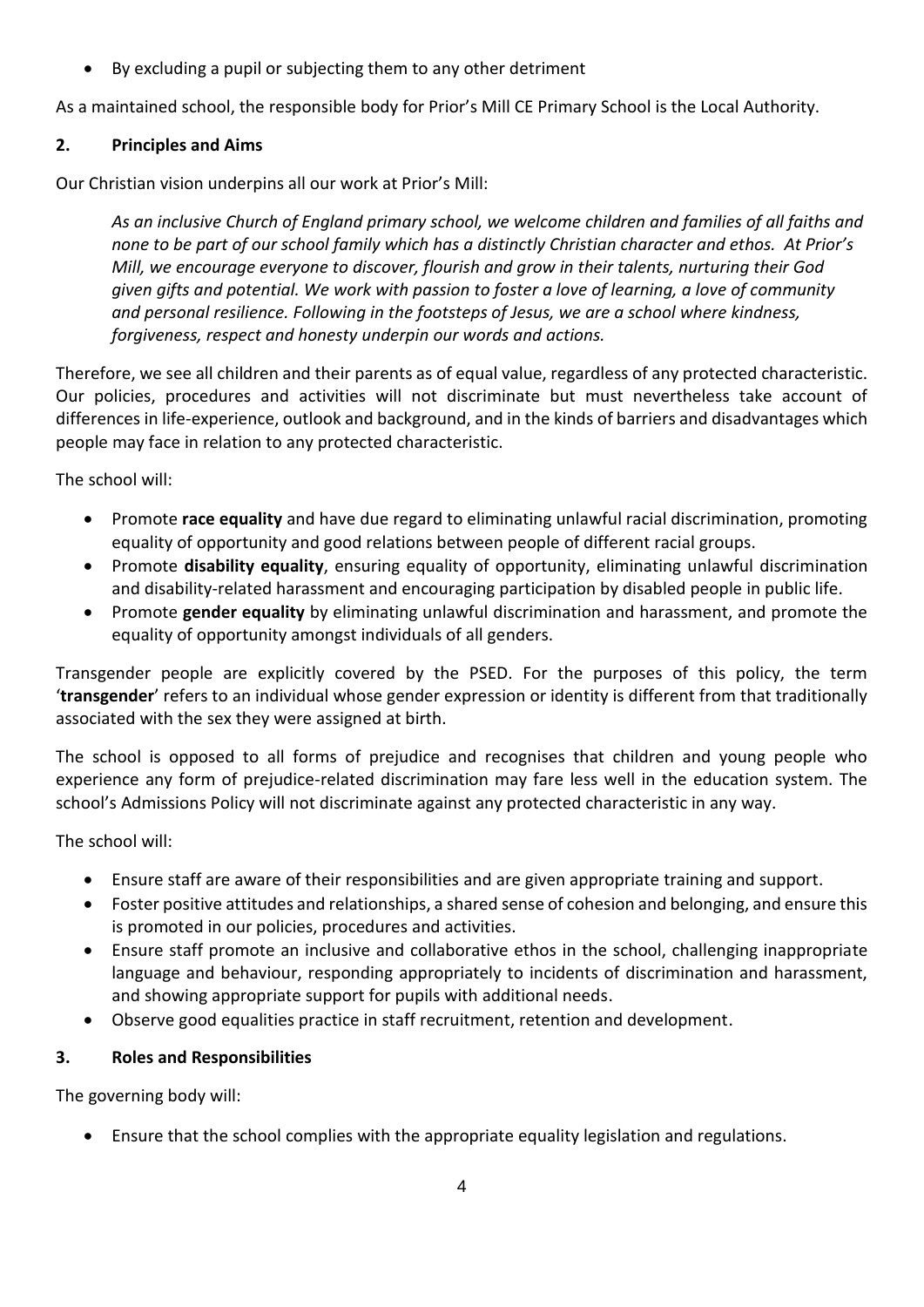- By excluding a pupil or subjecting them to any other detriment

As a maintained school, the responsible body for Prior's Mill CE Primary School is the Local Authority.

## 2. Principles and Aims

Our Christian vision underpins all our work at Prior's Mill:

> *As an inclusive Church of England primary school, we welcome children and families of all faiths and none to be part of our school family which has a distinctly Christian character and ethos. At Prior's Mill, we encourage everyone to discover, flourish and grow in their talents, nurturing their God given gifts and potential. We work with passion to foster a love of learning, a love of community and personal resilience. Following in the footsteps of Jesus, we are a school where kindness, forgiveness, respect and honesty underpin our words and actions.*

Therefore, we see all children and their parents as of equal value, regardless of any protected characteristic. Our policies, procedures and activities will not discriminate but must nevertheless take account of differences in life-experience, outlook and background, and in the kinds of barriers and disadvantages which people may face in relation to any protected characteristic.

The school will:

- Promote **race equality** and have due regard to eliminating unlawful racial discrimination, promoting equality of opportunity and good relations between people of different racial groups.
- Promote **disability equality**, ensuring equality of opportunity, eliminating unlawful discrimination and disability-related harassment and encouraging participation by disabled people in public life.
- Promote **gender equality** by eliminating unlawful discrimination and harassment, and promote the equality of opportunity amongst individuals of all genders.

Transgender people are explicitly covered by the PSED. For the purposes of this policy, the term '**transgender**' refers to an individual whose gender expression or identity is different from that traditionally associated with the sex they were assigned at birth.

The school is opposed to all forms of prejudice and recognises that children and young people who experience any form of prejudice-related discrimination may fare less well in the education system. The school's Admissions Policy will not discriminate against any protected characteristic in any way.

The school will:

- Ensure staff are aware of their responsibilities and are given appropriate training and support.
- Foster positive attitudes and relationships, a shared sense of cohesion and belonging, and ensure this is promoted in our policies, procedures and activities.
- Ensure staff promote an inclusive and collaborative ethos in the school, challenging inappropriate language and behaviour, responding appropriately to incidents of discrimination and harassment, and showing appropriate support for pupils with additional needs.
- Observe good equalities practice in staff recruitment, retention and development.

## 3. Roles and Responsibilities

The governing body will:

- Ensure that the school complies with the appropriate equality legislation and regulations.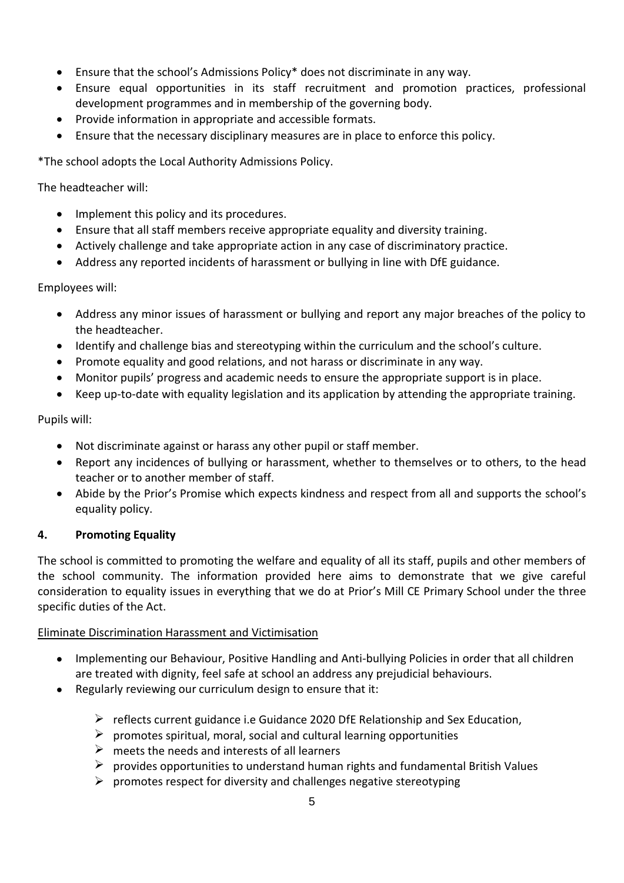- Ensure that the school's Admissions Policy* does not discriminate in any way.
- Ensure equal opportunities in its staff recruitment and promotion practices, professional development programmes and in membership of the governing body.
- Provide information in appropriate and accessible formats.
- Ensure that the necessary disciplinary measures are in place to enforce this policy.

*The school adopts the Local Authority Admissions Policy.

The headteacher will:

- Implement this policy and its procedures.
- Ensure that all staff members receive appropriate equality and diversity training.
- Actively challenge and take appropriate action in any case of discriminatory practice.
- Address any reported incidents of harassment or bullying in line with DfE guidance.

Employees will:

- Address any minor issues of harassment or bullying and report any major breaches of the policy to the headteacher.
- Identify and challenge bias and stereotyping within the curriculum and the school's culture.
- Promote equality and good relations, and not harass or discriminate in any way.
- Monitor pupils' progress and academic needs to ensure the appropriate support is in place.
- Keep up-to-date with equality legislation and its application by attending the appropriate training.

Pupils will:

- Not discriminate against or harass any other pupil or staff member.
- Report any incidences of bullying or harassment, whether to themselves or to others, to the head teacher or to another member of staff.
- Abide by the Prior's Promise which expects kindness and respect from all and supports the school's equality policy.

## 4. Promoting Equality

The school is committed to promoting the welfare and equality of all its staff, pupils and other members of the school community. The information provided here aims to demonstrate that we give careful consideration to equality issues in everything that we do at Prior's Mill CE Primary School under the three specific duties of the Act.

<u>Eliminate Discrimination Harassment and Victimisation</u>

- Implementing our Behaviour, Positive Handling and Anti-bullying Policies in order that all children are treated with dignity, feel safe at school an address any prejudicial behaviours.
- Regularly reviewing our curriculum design to ensure that it:
  - reflects current guidance i.e Guidance 2020 DfE Relationship and Sex Education,
  - promotes spiritual, moral, social and cultural learning opportunities
  - meets the needs and interests of all learners
  - provides opportunities to understand human rights and fundamental British Values
  - promotes respect for diversity and challenges negative stereotyping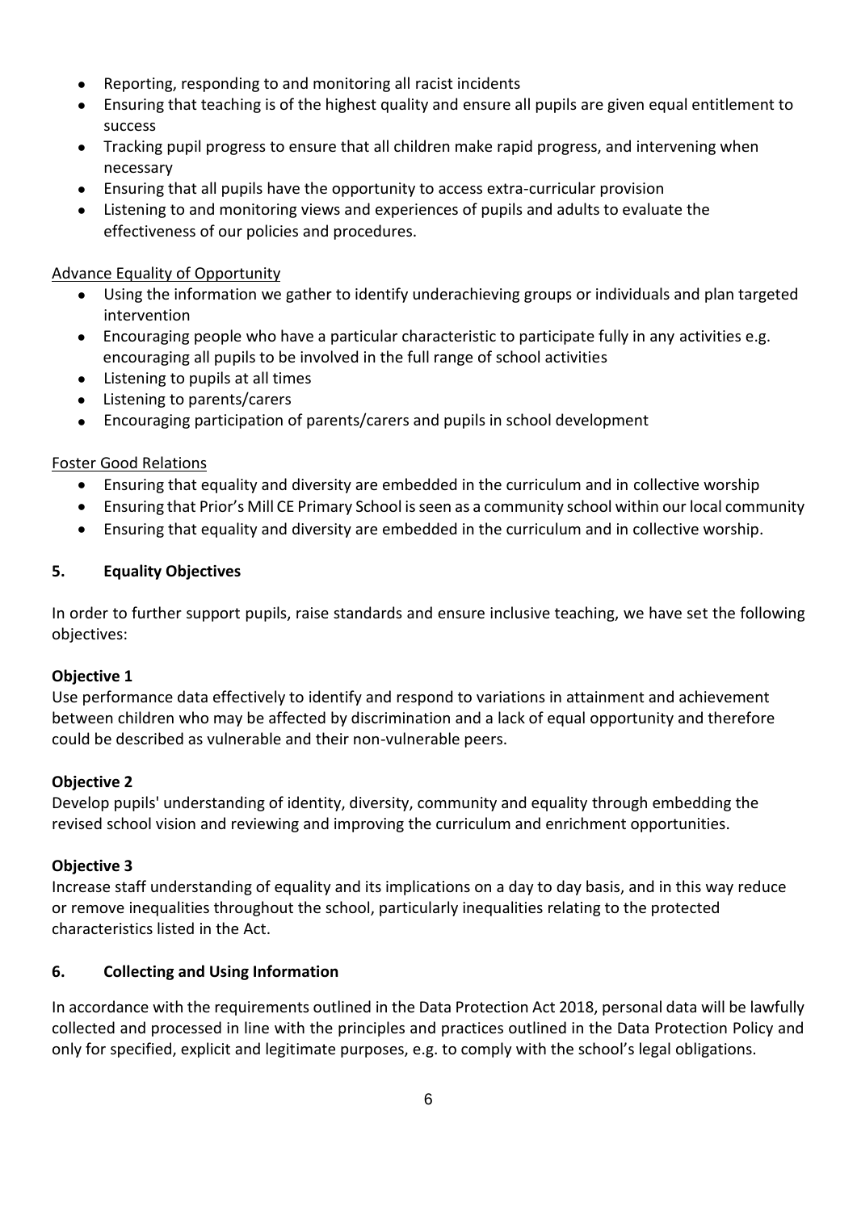- Reporting, responding to and monitoring all racist incidents
- Ensuring that teaching is of the highest quality and ensure all pupils are given equal entitlement to success
- Tracking pupil progress to ensure that all children make rapid progress, and intervening when necessary
- Ensuring that all pupils have the opportunity to access extra-curricular provision
- Listening to and monitoring views and experiences of pupils and adults to evaluate the effectiveness of our policies and procedures.

<u>Advance Equality of Opportunity</u>

- Using the information we gather to identify underachieving groups or individuals and plan targeted intervention
- Encouraging people who have a particular characteristic to participate fully in any activities e.g. encouraging all pupils to be involved in the full range of school activities
- Listening to pupils at all times
- Listening to parents/carers
- Encouraging participation of parents/carers and pupils in school development

<u>Foster Good Relations</u>

- Ensuring that equality and diversity are embedded in the curriculum and in collective worship
- Ensuring that Prior's Mill CE Primary School is seen as a community school within our local community
- Ensuring that equality and diversity are embedded in the curriculum and in collective worship.

## 5. Equality Objectives

In order to further support pupils, raise standards and ensure inclusive teaching, we have set the following objectives:

**Objective 1**

Use performance data effectively to identify and respond to variations in attainment and achievement between children who may be affected by discrimination and a lack of equal opportunity and therefore could be described as vulnerable and their non-vulnerable peers.

**Objective 2**

Develop pupils' understanding of identity, diversity, community and equality through embedding the revised school vision and reviewing and improving the curriculum and enrichment opportunities.

**Objective 3**

Increase staff understanding of equality and its implications on a day to day basis, and in this way reduce or remove inequalities throughout the school, particularly inequalities relating to the protected characteristics listed in the Act.

## 6. Collecting and Using Information

In accordance with the requirements outlined in the Data Protection Act 2018, personal data will be lawfully collected and processed in line with the principles and practices outlined in the Data Protection Policy and only for specified, explicit and legitimate purposes, e.g. to comply with the school's legal obligations.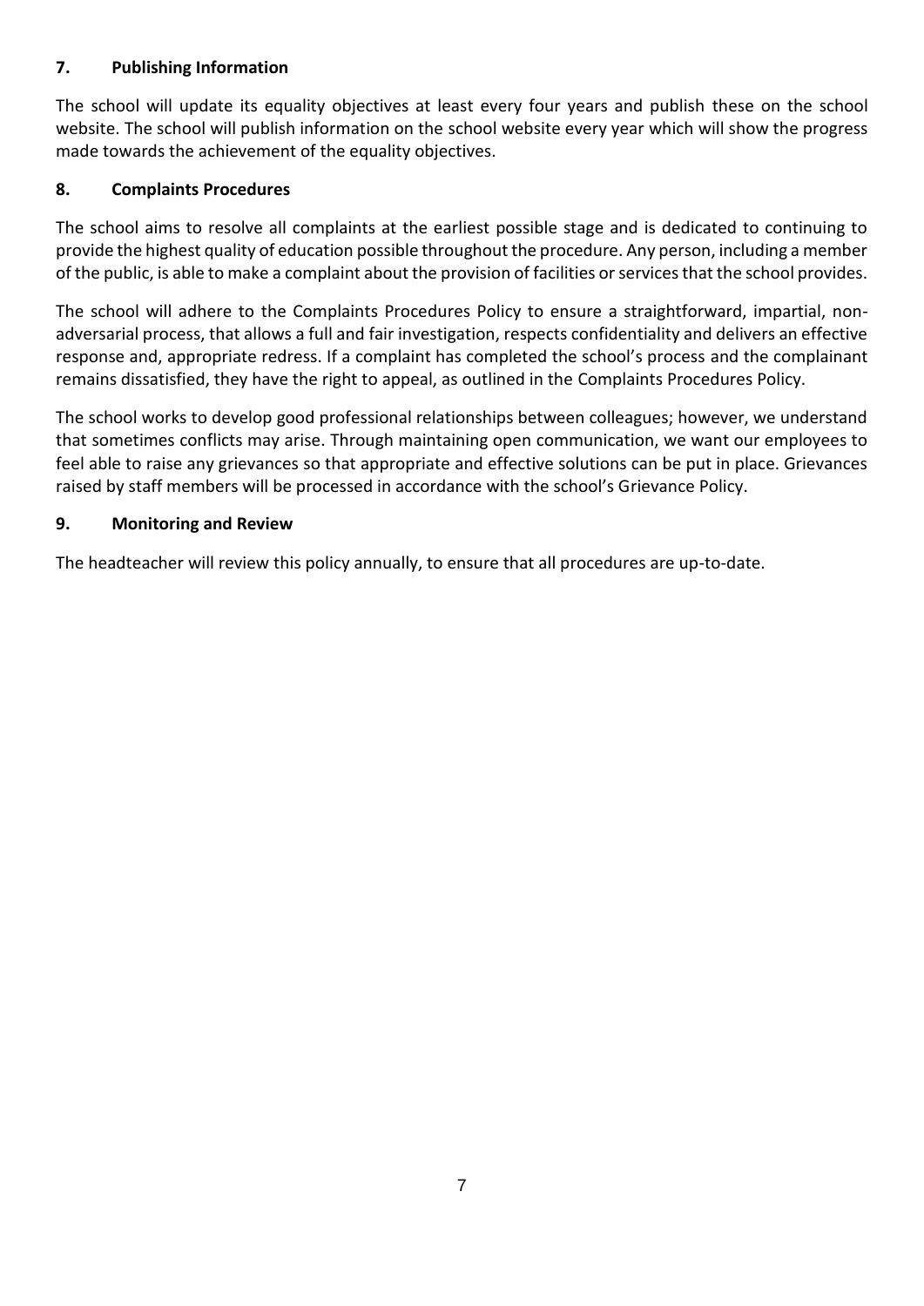## 7. Publishing Information

The school will update its equality objectives at least every four years and publish these on the school website. The school will publish information on the school website every year which will show the progress made towards the achievement of the equality objectives.

## 8. Complaints Procedures

The school aims to resolve all complaints at the earliest possible stage and is dedicated to continuing to provide the highest quality of education possible throughout the procedure. Any person, including a member of the public, is able to make a complaint about the provision of facilities or services that the school provides.

The school will adhere to the Complaints Procedures Policy to ensure a straightforward, impartial, non-adversarial process, that allows a full and fair investigation, respects confidentiality and delivers an effective response and, appropriate redress. If a complaint has completed the school's process and the complainant remains dissatisfied, they have the right to appeal, as outlined in the Complaints Procedures Policy.

The school works to develop good professional relationships between colleagues; however, we understand that sometimes conflicts may arise. Through maintaining open communication, we want our employees to feel able to raise any grievances so that appropriate and effective solutions can be put in place. Grievances raised by staff members will be processed in accordance with the school's Grievance Policy.

## 9. Monitoring and Review

The headteacher will review this policy annually, to ensure that all procedures are up-to-date.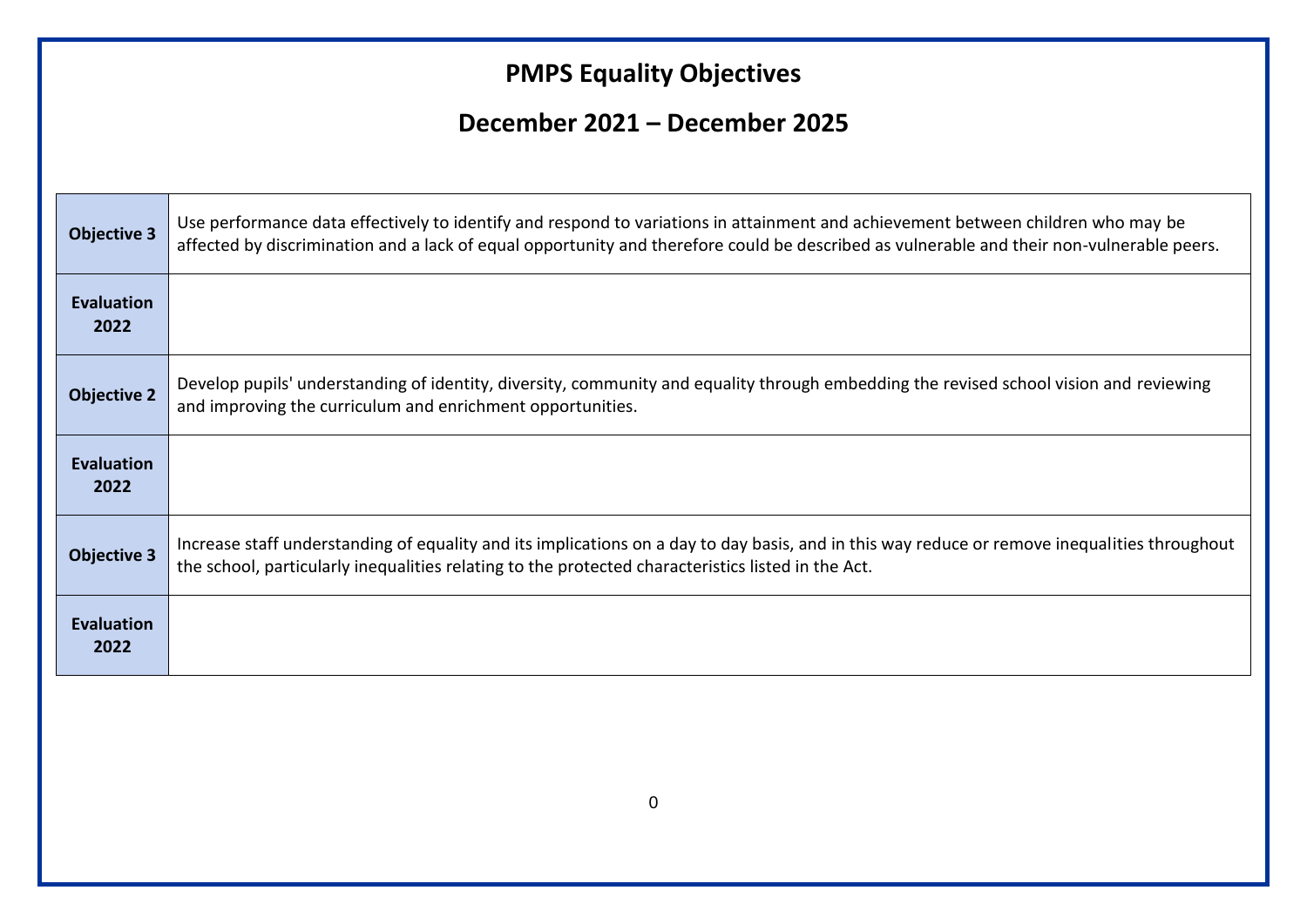# PMPS Equality Objectives

## December 2021 – December 2025

| | |
|---|---|
| **Objective 3** | Use performance data effectively to identify and respond to variations in attainment and achievement between children who may be affected by discrimination and a lack of equal opportunity and therefore could be described as vulnerable and their non-vulnerable peers. |
| **Evaluation 2022** | |
| **Objective 2** | Develop pupils' understanding of identity, diversity, community and equality through embedding the revised school vision and reviewing and improving the curriculum and enrichment opportunities. |
| **Evaluation 2022** | |
| **Objective 3** | Increase staff understanding of equality and its implications on a day to day basis, and in this way reduce or remove inequalities throughout the school, particularly inequalities relating to the protected characteristics listed in the Act. |
| **Evaluation 2022** | |